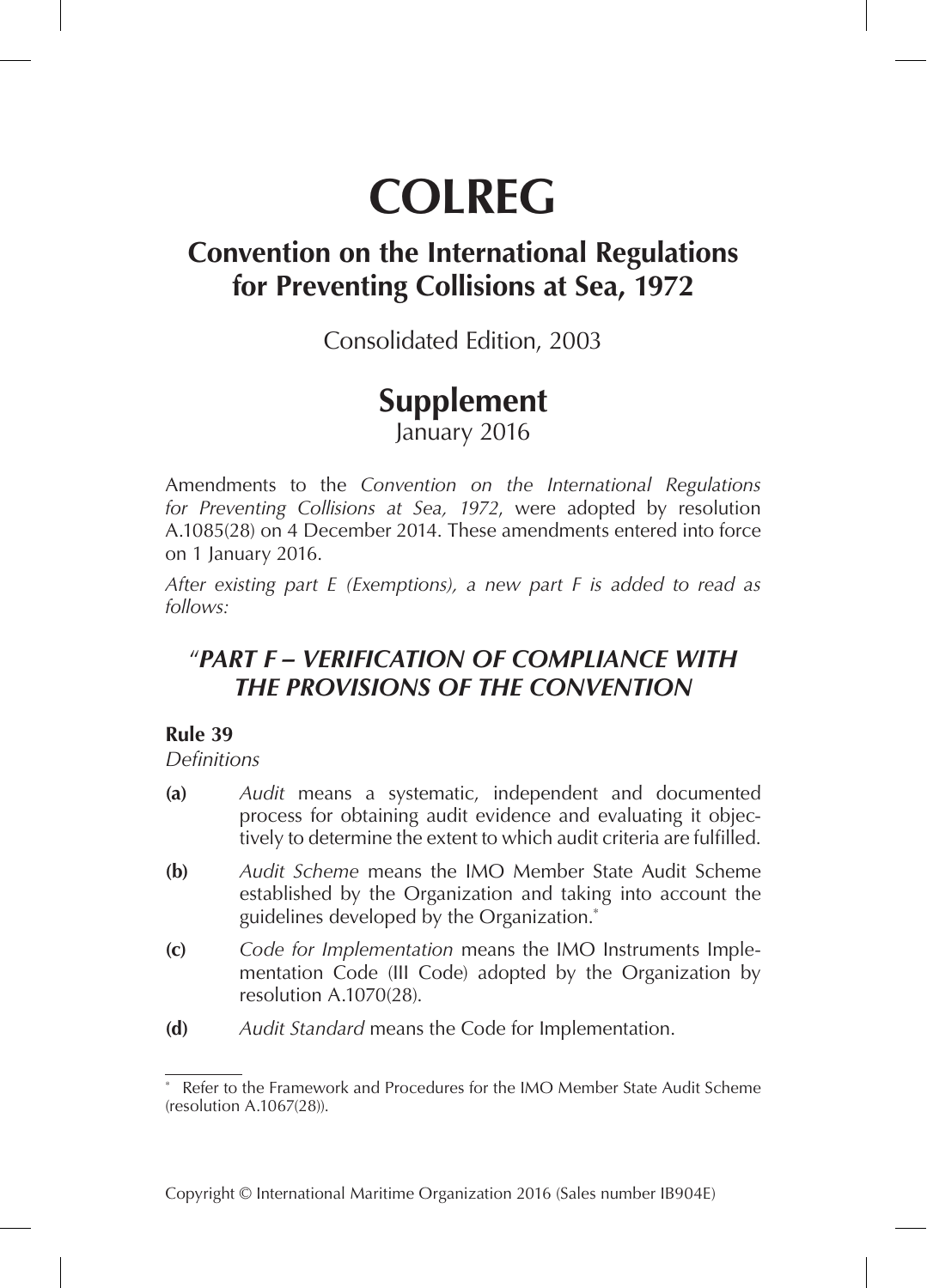# COLREG

## Convention on the International Regulations for Preventing Collisions at Sea, 1972

Consolidated Edition, 2003

## Supplement

January 2016

Amendments to the *Convention on the International Regulations for Preventing Collisions at Sea, 1972*, were adopted by resolution A.1085(28) on 4 December 2014. These amendments entered into force on 1 January 2016.

*After existing part E (Exemptions), a new part F is added to read as follows:*

### "*PART F – VERIFICATION OF COMPLIANCE WITH THE PROVISIONS OF THE CONVENTION*

**Rule 39**

*Definitions*

**(a)** *Audit* means a systematic, independent and documented process for obtaining audit evidence and evaluating it objectively to determine the extent to which audit criteria are fulfilled.

**(b)** *Audit Scheme* means the IMO Member State Audit Scheme established by the Organization and taking into account the guidelines developed by the Organization.*

**(c)** *Code for Implementation* means the IMO Instruments Implementation Code (III Code) adopted by the Organization by resolution A.1070(28).

**(d)** *Audit Standard* means the Code for Implementation.

---

\* Refer to the Framework and Procedures for the IMO Member State Audit Scheme (resolution A.1067(28)).

Copyright © International Maritime Organization 2016 (Sales number IB904E)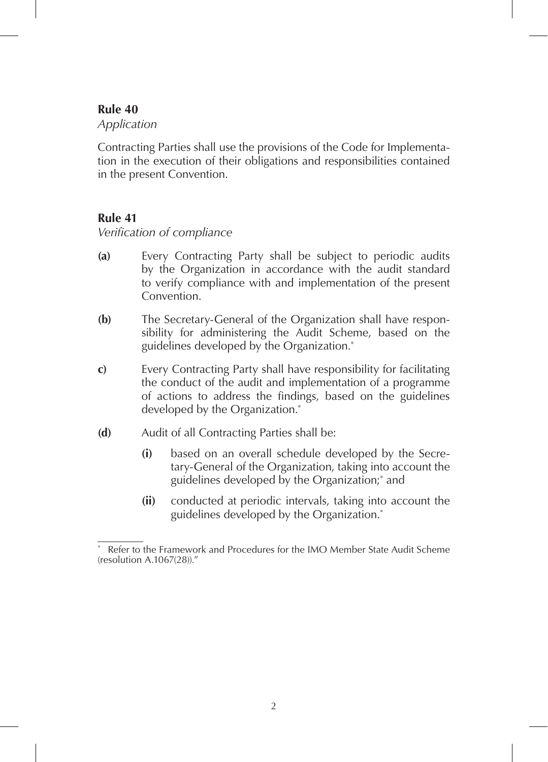**Rule 40**

*Application*

Contracting Parties shall use the provisions of the Code for Implementation in the execution of their obligations and responsibilities contained in the present Convention.

**Rule 41**

*Verification of compliance*

**(a)** Every Contracting Party shall be subject to periodic audits by the Organization in accordance with the audit standard to verify compliance with and implementation of the present Convention.

**(b)** The Secretary-General of the Organization shall have responsibility for administering the Audit Scheme, based on the guidelines developed by the Organization.*

**c)** Every Contracting Party shall have responsibility for facilitating the conduct of the audit and implementation of a programme of actions to address the findings, based on the guidelines developed by the Organization.*

**(d)** Audit of all Contracting Parties shall be:

**(i)** based on an overall schedule developed by the Secretary-General of the Organization, taking into account the guidelines developed by the Organization;* and

**(ii)** conducted at periodic intervals, taking into account the guidelines developed by the Organization.*

---

\* Refer to the Framework and Procedures for the IMO Member State Audit Scheme (resolution A.1067(28))."